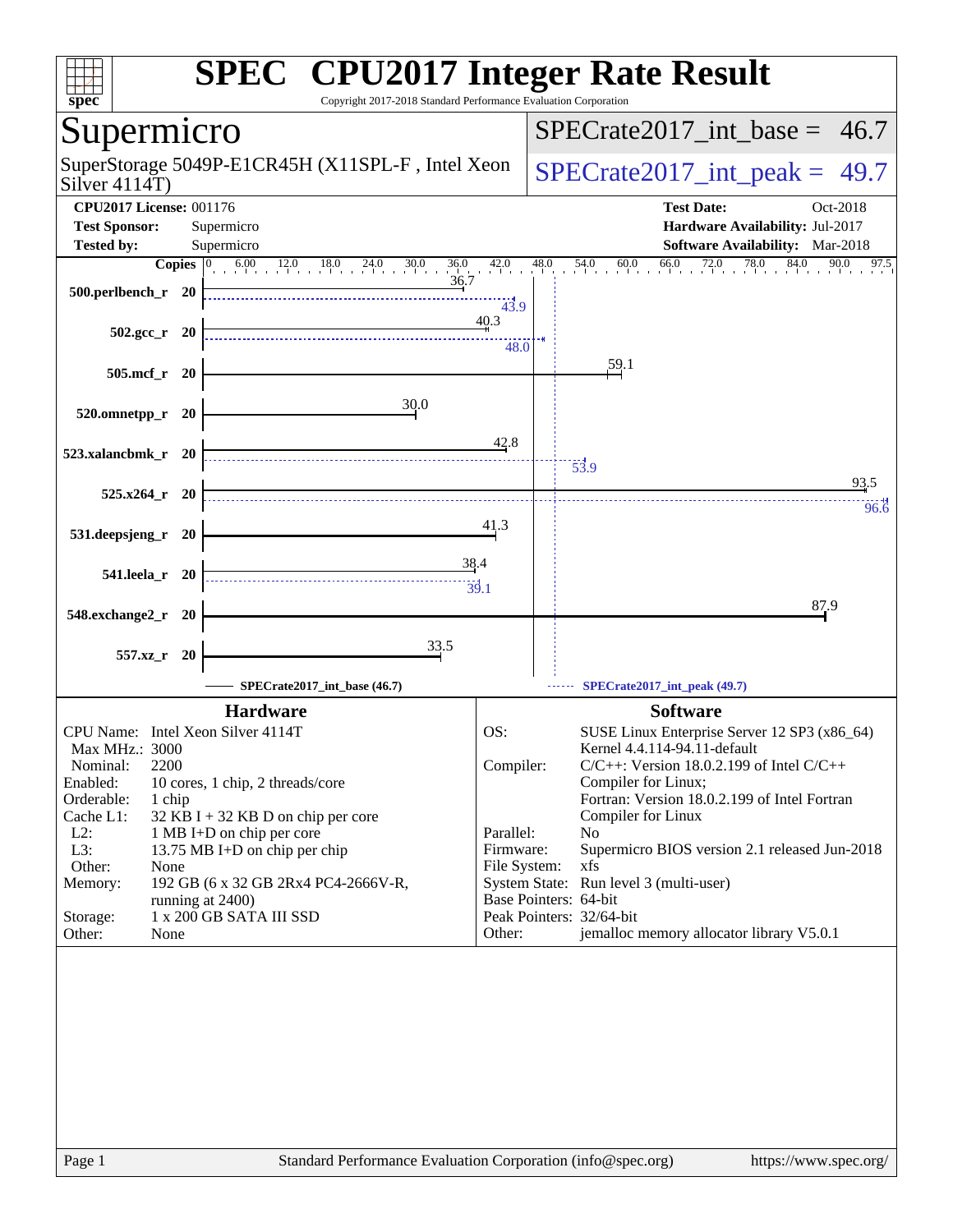# SPEC CPU2017 Integer Rate Result

Copyright 2017-2018 Standard Performance Evaluation Corporation

## Supermicro

SuperStorage 5049P-E1CR45H (X11SPL-F , Intel Xeon Silver 4114T)

**SPECrate2017_int_base = 46.7**

**SPECrate2017_int_peak = 49.7**

**CPU2017 License:** 001176
**Test Sponsor:** Supermicro
**Tested by:** Supermicro

**Test Date:** Oct-2018
**Hardware Availability:** Jul-2017
**Software Availability:** Mar-2018

| Benchmark | Copies | Base | Peak |
|---|---|---|---|
| 500.perlbench_r | 20 | 36.7 | 43.9 |
| 502.gcc_r | 20 | 40.3 | 48.0 |
| 505.mcf_r | 20 | 59.1 | |
| 520.omnetpp_r | 20 | 30.0 | |
| 523.xalancbmk_r | 20 | 42.8 | 53.9 |
| 525.x264_r | 20 | 93.5 | 96.6 |
| 531.deepsjeng_r | 20 | 41.3 | |
| 541.leela_r | 20 | 38.4 | 39.1 |
| 548.exchange2_r | 20 | 87.9 | |
| 557.xz_r | 20 | 33.5 | |

SPECrate2017_int_base (46.7) — SPECrate2017_int_peak (49.7)

### Hardware

| | |
|---|---|
| CPU Name: | Intel Xeon Silver 4114T |
| Max MHz.: | 3000 |
| Nominal: | 2200 |
| Enabled: | 10 cores, 1 chip, 2 threads/core |
| Orderable: | 1 chip |
| Cache L1: | 32 KB I + 32 KB D on chip per core |
| L2: | 1 MB I+D on chip per core |
| L3: | 13.75 MB I+D on chip per chip |
| Other: | None |
| Memory: | 192 GB (6 x 32 GB 2Rx4 PC4-2666V-R, running at 2400) |
| Storage: | 1 x 200 GB SATA III SSD |
| Other: | None |

### Software

| | |
|---|---|
| OS: | SUSE Linux Enterprise Server 12 SP3 (x86_64) Kernel 4.4.114-94.11-default |
| Compiler: | C/C++: Version 18.0.2.199 of Intel C/C++ Compiler for Linux; Fortran: Version 18.0.2.199 of Intel Fortran Compiler for Linux |
| Parallel: | No |
| Firmware: | Supermicro BIOS version 2.1 released Jun-2018 |
| File System: | xfs |
| System State: | Run level 3 (multi-user) |
| Base Pointers: | 64-bit |
| Peak Pointers: | 32/64-bit |
| Other: | jemalloc memory allocator library V5.0.1 |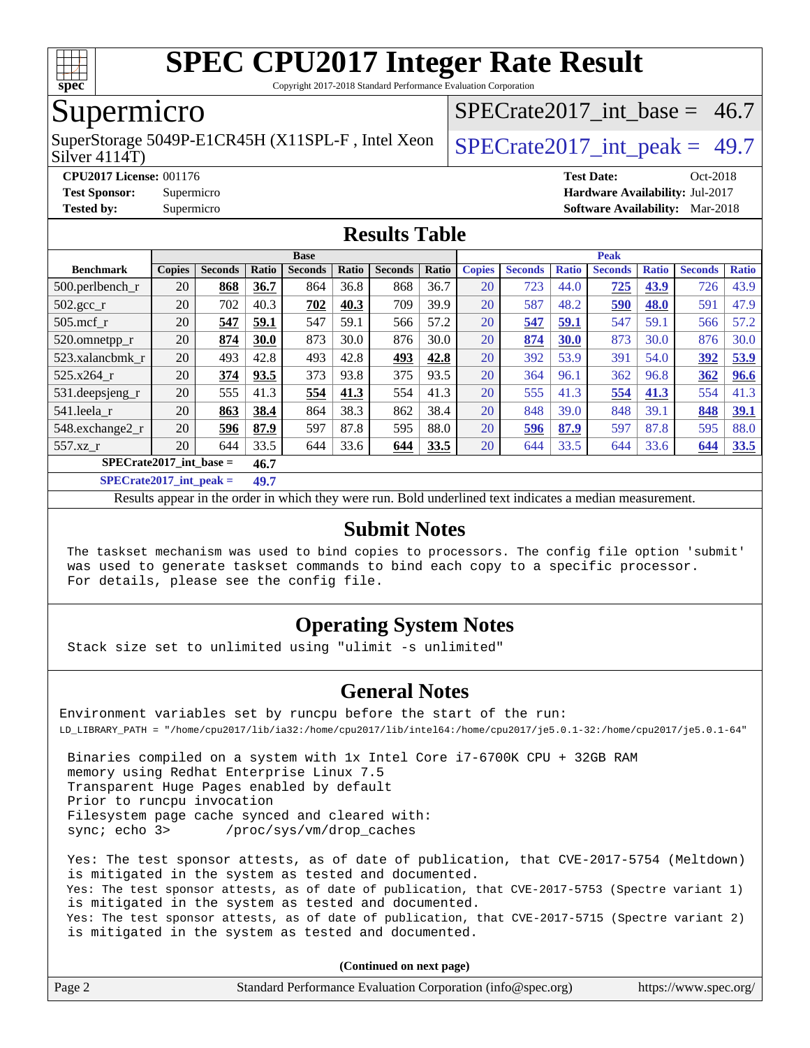# SPEC CPU2017 Integer Rate Result

Copyright 2017-2018 Standard Performance Evaluation Corporation

## Supermicro

SuperStorage 5049P-E1CR45H (X11SPL-F , Intel Xeon Silver 4114T)

SPECrate2017_int_base = 46.7

SPECrate2017_int_peak = 49.7

**CPU2017 License:** 001176
**Test Sponsor:** Supermicro
**Tested by:** Supermicro

**Test Date:** Oct-2018
**Hardware Availability:** Jul-2017
**Software Availability:** Mar-2018

## Results Table

| Benchmark | Base | | | | | | | Peak | | | | | | |
|---|---|---|---|---|---|---|---|---|---|---|---|---|---|---|
| | Copies | Seconds | Ratio | Seconds | Ratio | Seconds | Ratio | Copies | Seconds | Ratio | Seconds | Ratio | Seconds | Ratio |
| 500.perlbench_r | 20 | **868** | **36.7** | 864 | 36.8 | 868 | 36.7 | 20 | 723 | 44.0 | **725** | **43.9** | 726 | 43.9 |
| 502.gcc_r | 20 | 702 | 40.3 | **702** | **40.3** | 709 | 39.9 | 20 | 587 | 48.2 | **590** | **48.0** | 591 | 47.9 |
| 505.mcf_r | 20 | **547** | **59.1** | 547 | 59.1 | 566 | 57.2 | 20 | **547** | **59.1** | 547 | 59.1 | 566 | 57.2 |
| 520.omnetpp_r | 20 | **874** | **30.0** | 873 | 30.0 | 876 | 30.0 | 20 | **874** | **30.0** | 873 | 30.0 | 876 | 30.0 |
| 523.xalancbmk_r | 20 | 493 | 42.8 | 493 | 42.8 | **493** | **42.8** | 20 | 392 | 53.9 | 391 | 54.0 | **392** | **53.9** |
| 525.x264_r | 20 | **374** | **93.5** | 373 | 93.8 | 375 | 93.5 | 20 | 364 | 96.1 | 362 | 96.8 | **362** | **96.6** |
| 531.deepsjeng_r | 20 | 555 | 41.3 | **554** | **41.3** | 554 | 41.3 | 20 | 555 | 41.3 | **554** | **41.3** | 554 | 41.3 |
| 541.leela_r | 20 | **863** | **38.4** | 864 | 38.3 | 862 | 38.4 | 20 | 848 | 39.0 | 848 | 39.1 | **848** | **39.1** |
| 548.exchange2_r | 20 | **596** | **87.9** | 597 | 87.8 | 595 | 88.0 | 20 | **596** | **87.9** | 597 | 87.8 | 595 | 88.0 |
| 557.xz_r | 20 | 644 | 33.5 | 644 | 33.6 | **644** | **33.5** | 20 | 644 | 33.5 | 644 | 33.6 | **644** | **33.5** |

**SPECrate2017_int_base = 46.7**

**SPECrate2017_int_peak = 49.7**

Results appear in the order in which they were run. Bold underlined text indicates a median measurement.

## Submit Notes

```
The taskset mechanism was used to bind copies to processors. The config file option 'submit'
was used to generate taskset commands to bind each copy to a specific processor.
For details, please see the config file.
```

## Operating System Notes

```
Stack size set to unlimited using "ulimit -s unlimited"
```

## General Notes

```
Environment variables set by runcpu before the start of the run:
LD_LIBRARY_PATH = "/home/cpu2017/lib/ia32:/home/cpu2017/lib/intel64:/home/cpu2017/je5.0.1-32:/home/cpu2017/je5.0.1-64"

 Binaries compiled on a system with 1x Intel Core i7-6700K CPU + 32GB RAM
 memory using Redhat Enterprise Linux 7.5
 Transparent Huge Pages enabled by default
 Prior to runcpu invocation
 Filesystem page cache synced and cleared with:
 sync; echo 3>       /proc/sys/vm/drop_caches

 Yes: The test sponsor attests, as of date of publication, that CVE-2017-5754 (Meltdown)
 is mitigated in the system as tested and documented.
 Yes: The test sponsor attests, as of date of publication, that CVE-2017-5753 (Spectre variant 1)
 is mitigated in the system as tested and documented.
 Yes: The test sponsor attests, as of date of publication, that CVE-2017-5715 (Spectre variant 2)
 is mitigated in the system as tested and documented.
```

**(Continued on next page)**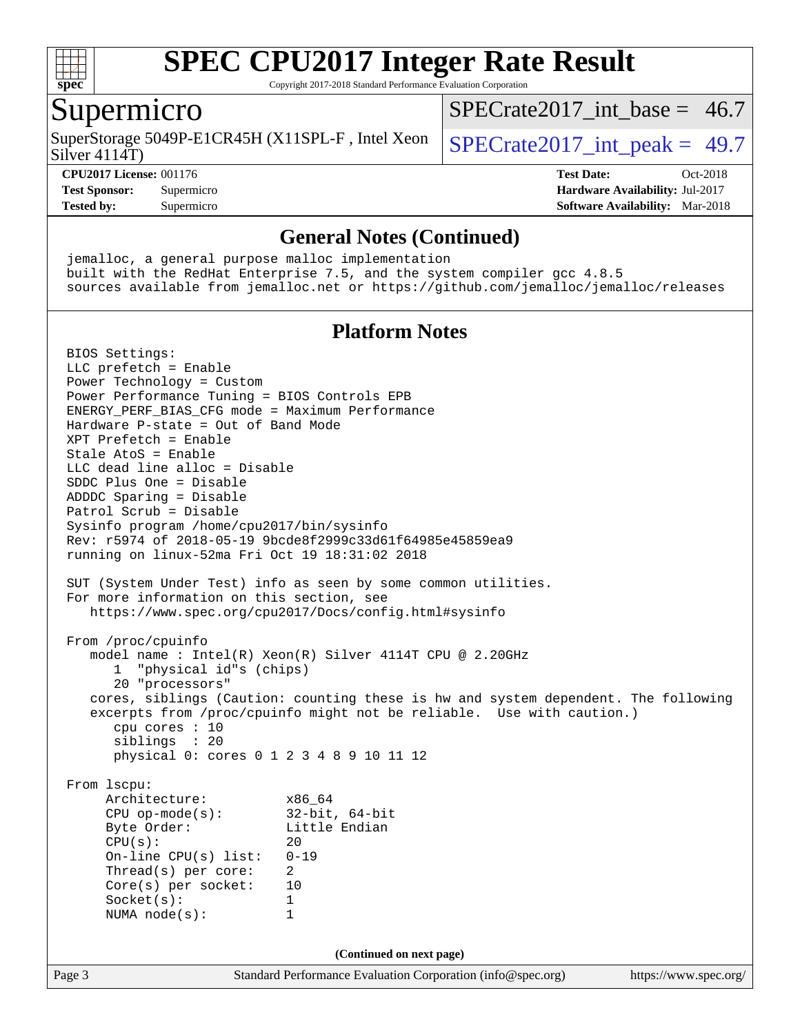# SPEC CPU2017 Integer Rate Result

Copyright 2017-2018 Standard Performance Evaluation Corporation

## Supermicro

SuperStorage 5049P-E1CR45H (X11SPL-F , Intel Xeon Silver 4114T)

SPECrate2017_int_base = 46.7

SPECrate2017_int_peak = 49.7

**CPU2017 License:** 001176
**Test Sponsor:** Supermicro
**Tested by:** Supermicro

**Test Date:** Oct-2018
**Hardware Availability:** Jul-2017
**Software Availability:** Mar-2018

### General Notes (Continued)

```
jemalloc, a general purpose malloc implementation
built with the RedHat Enterprise 7.5, and the system compiler gcc 4.8.5
sources available from jemalloc.net or https://github.com/jemalloc/jemalloc/releases
```

### Platform Notes

```
BIOS Settings:
LLC prefetch = Enable
Power Technology = Custom
Power Performance Tuning = BIOS Controls EPB
ENERGY_PERF_BIAS_CFG mode = Maximum Performance
Hardware P-state = Out of Band Mode
XPT Prefetch = Enable
Stale AtoS = Enable
LLC dead line alloc = Disable
SDDC Plus One = Disable
ADDDC Sparing = Disable
Patrol Scrub = Disable
Sysinfo program /home/cpu2017/bin/sysinfo
Rev: r5974 of 2018-05-19 9bcde8f2999c33d61f64985e45859ea9
running on linux-52ma Fri Oct 19 18:31:02 2018

SUT (System Under Test) info as seen by some common utilities.
For more information on this section, see
   https://www.spec.org/cpu2017/Docs/config.html#sysinfo

From /proc/cpuinfo
   model name : Intel(R) Xeon(R) Silver 4114T CPU @ 2.20GHz
      1  "physical id"s (chips)
      20 "processors"
   cores, siblings (Caution: counting these is hw and system dependent. The following
   excerpts from /proc/cpuinfo might not be reliable.  Use with caution.)
      cpu cores : 10
      siblings  : 20
      physical 0: cores 0 1 2 3 4 8 9 10 11 12

From lscpu:
     Architecture:          x86_64
     CPU op-mode(s):        32-bit, 64-bit
     Byte Order:            Little Endian
     CPU(s):                20
     On-line CPU(s) list:   0-19
     Thread(s) per core:    2
     Core(s) per socket:    10
     Socket(s):             1
     NUMA node(s):          1
```

**(Continued on next page)**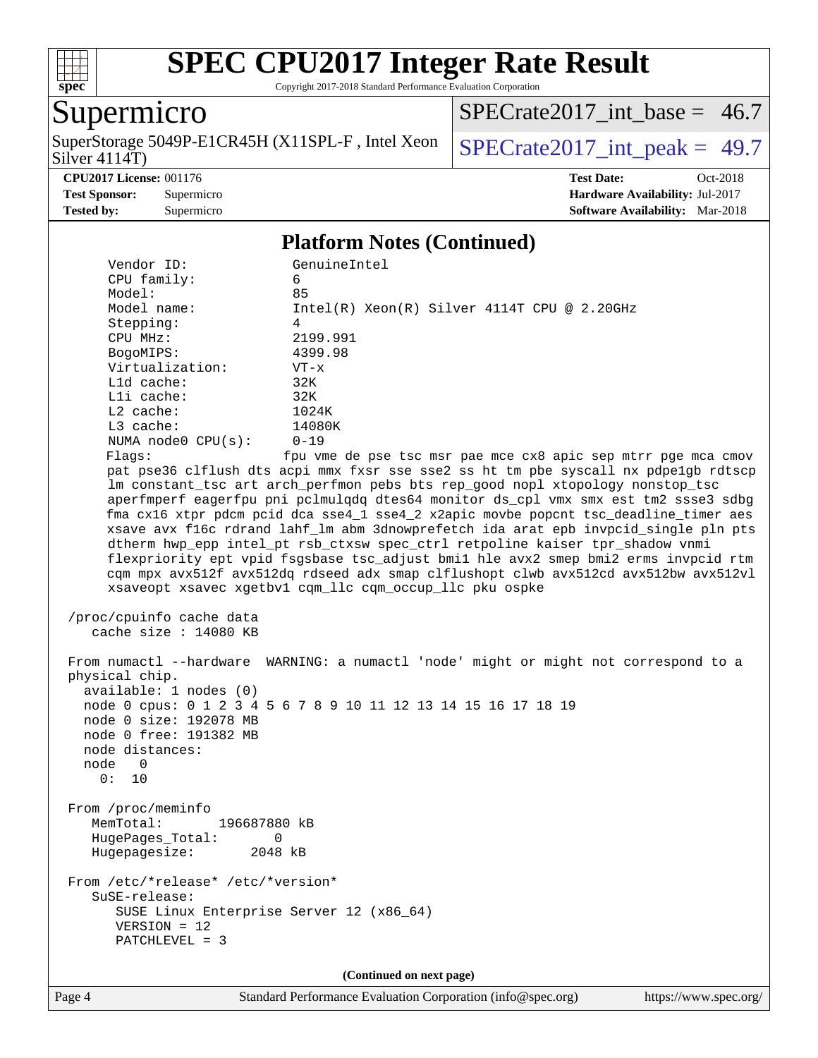# SPEC CPU2017 Integer Rate Result

Copyright 2017-2018 Standard Performance Evaluation Corporation

## Supermicro

SuperStorage 5049P-E1CR45H (X11SPL-F , Intel Xeon Silver 4114T)

SPECrate2017_int_base = 46.7

SPECrate2017_int_peak = 49.7

**CPU2017 License:** 001176
**Test Sponsor:** Supermicro
**Tested by:** Supermicro
**Test Date:** Oct-2018
**Hardware Availability:** Jul-2017
**Software Availability:** Mar-2018

### Platform Notes (Continued)

```
     Vendor ID:             GenuineIntel
     CPU family:            6
     Model:                 85
     Model name:            Intel(R) Xeon(R) Silver 4114T CPU @ 2.20GHz
     Stepping:              4
     CPU MHz:               2199.991
     BogoMIPS:              4399.98
     Virtualization:        VT-x
     L1d cache:             32K
     L1i cache:             32K
     L2 cache:              1024K
     L3 cache:              14080K
     NUMA node0 CPU(s):     0-19
     Flags:                fpu vme de pse tsc msr pae mce cx8 apic sep mtrr pge mca cmov
     pat pse36 clflush dts acpi mmx fxsr sse sse2 ss ht tm pbe syscall nx pdpe1gb rdtscp
     lm constant_tsc art arch_perfmon pebs bts rep_good nopl xtopology nonstop_tsc
     aperfmperf eagerfpu pni pclmulqdq dtes64 monitor ds_cpl vmx smx est tm2 ssse3 sdbg
     fma cx16 xtpr pdcm pcid dca sse4_1 sse4_2 x2apic movbe popcnt tsc_deadline_timer aes
     xsave avx f16c rdrand lahf_lm abm 3dnowprefetch ida arat epb invpcid_single pln pts
     dtherm hwp_epp intel_pt rsb_ctxsw spec_ctrl retpoline kaiser tpr_shadow vnmi
     flexpriority ept vpid fsgsbase tsc_adjust bmi1 hle avx2 smep bmi2 erms invpcid rtm
     cqm mpx avx512f avx512dq rdseed adx smap clflushopt clwb avx512cd avx512bw avx512vl
     xsaveopt xsavec xgetbv1 cqm_llc cqm_occup_llc pku ospke

 /proc/cpuinfo cache data
    cache size : 14080 KB

 From numactl --hardware  WARNING: a numactl 'node' might or might not correspond to a
 physical chip.
   available: 1 nodes (0)
   node 0 cpus: 0 1 2 3 4 5 6 7 8 9 10 11 12 13 14 15 16 17 18 19
   node 0 size: 192078 MB
   node 0 free: 191382 MB
   node distances:
   node   0
     0:  10

 From /proc/meminfo
    MemTotal:       196687880 kB
    HugePages_Total:       0
    Hugepagesize:       2048 kB

 From /etc/*release* /etc/*version*
    SuSE-release:
       SUSE Linux Enterprise Server 12 (x86_64)
       VERSION = 12
       PATCHLEVEL = 3
```

(Continued on next page)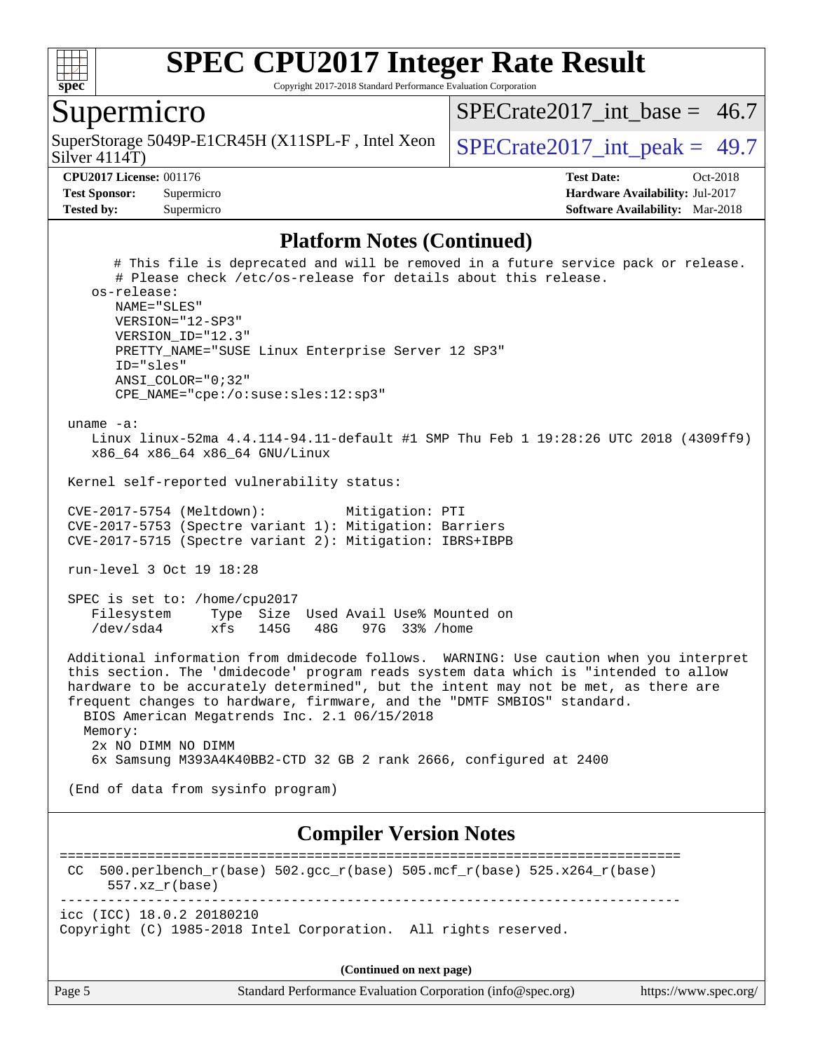## Platform Notes (Continued)

```
       # This file is deprecated and will be removed in a future service pack or release.
       # Please check /etc/os-release for details about this release.
    os-release:
       NAME="SLES"
       VERSION="12-SP3"
       VERSION_ID="12.3"
       PRETTY_NAME="SUSE Linux Enterprise Server 12 SP3"
       ID="sles"
       ANSI_COLOR="0;32"
       CPE_NAME="cpe:/o:suse:sles:12:sp3"

 uname -a:
    Linux linux-52ma 4.4.114-94.11-default #1 SMP Thu Feb 1 19:28:26 UTC 2018 (4309ff9)
    x86_64 x86_64 x86_64 GNU/Linux

 Kernel self-reported vulnerability status:

 CVE-2017-5754 (Meltdown):          Mitigation: PTI
 CVE-2017-5753 (Spectre variant 1): Mitigation: Barriers
 CVE-2017-5715 (Spectre variant 2): Mitigation: IBRS+IBPB

 run-level 3 Oct 19 18:28

 SPEC is set to: /home/cpu2017
    Filesystem     Type  Size  Used Avail Use% Mounted on
    /dev/sda4      xfs   145G   48G   97G  33% /home

 Additional information from dmidecode follows.  WARNING: Use caution when you interpret
 this section. The 'dmidecode' program reads system data which is "intended to allow
 hardware to be accurately determined", but the intent may not be met, as there are
 frequent changes to hardware, firmware, and the "DMTF SMBIOS" standard.
   BIOS American Megatrends Inc. 2.1 06/15/2018
   Memory:
    2x NO DIMM NO DIMM
    6x Samsung M393A4K40BB2-CTD 32 GB 2 rank 2666, configured at 2400

 (End of data from sysinfo program)
```

## Compiler Version Notes

```
==============================================================================
 CC  500.perlbench_r(base) 502.gcc_r(base) 505.mcf_r(base) 525.x264_r(base)
      557.xz_r(base)
------------------------------------------------------------------------------
icc (ICC) 18.0.2 20180210
Copyright (C) 1985-2018 Intel Corporation.  All rights reserved.
```

**(Continued on next page)**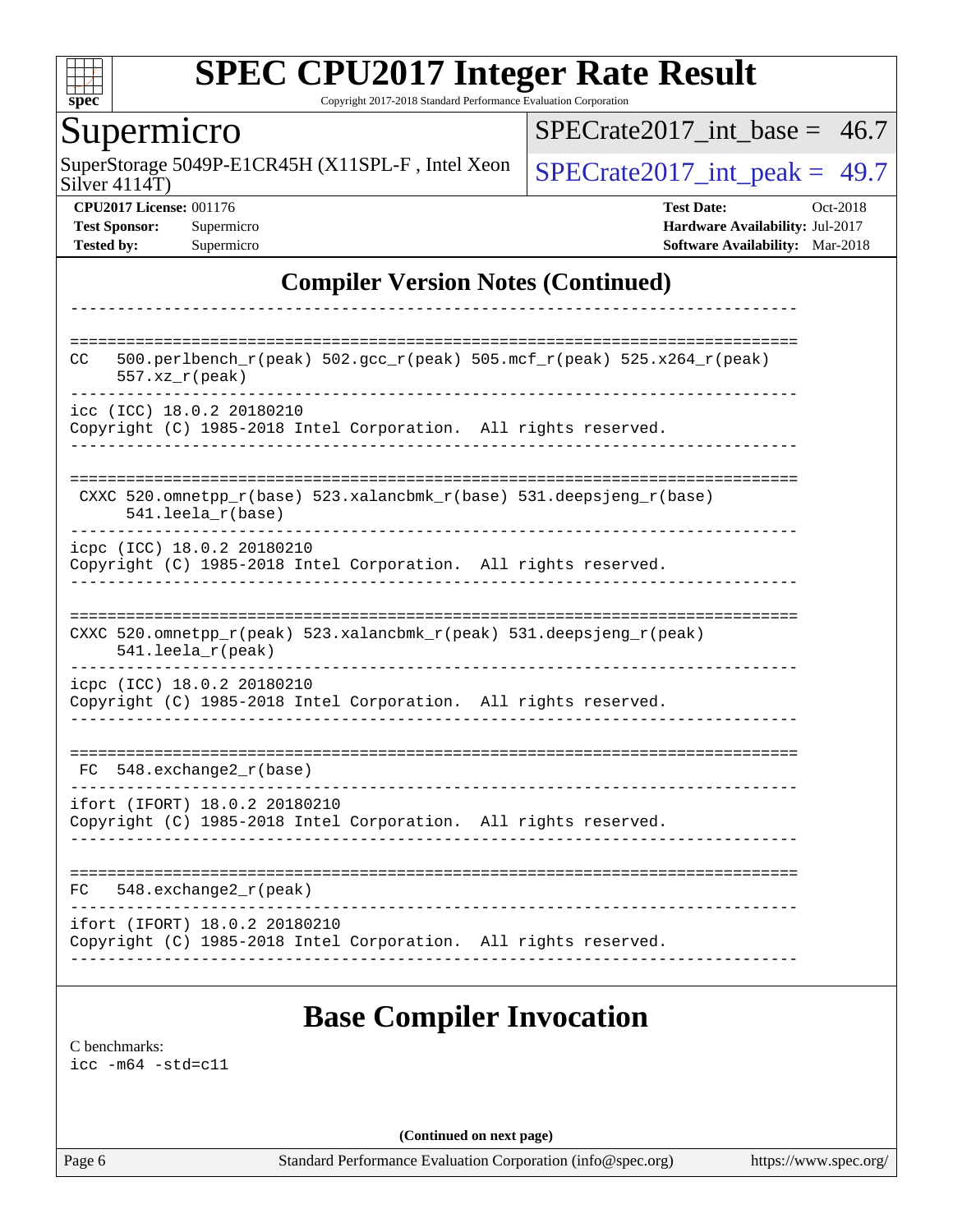## Compiler Version Notes (Continued)

```
------------------------------------------------------------------------------

==============================================================================
CC   500.perlbench_r(peak) 502.gcc_r(peak) 505.mcf_r(peak) 525.x264_r(peak)
      557.xz_r(peak)
------------------------------------------------------------------------------
icc (ICC) 18.0.2 20180210
Copyright (C) 1985-2018 Intel Corporation.  All rights reserved.
------------------------------------------------------------------------------

==============================================================================
 CXXC 520.omnetpp_r(base) 523.xalancbmk_r(base) 531.deepsjeng_r(base)
       541.leela_r(base)
------------------------------------------------------------------------------
icpc (ICC) 18.0.2 20180210
Copyright (C) 1985-2018 Intel Corporation.  All rights reserved.
------------------------------------------------------------------------------

==============================================================================
CXXC 520.omnetpp_r(peak) 523.xalancbmk_r(peak) 531.deepsjeng_r(peak)
      541.leela_r(peak)
------------------------------------------------------------------------------
icpc (ICC) 18.0.2 20180210
Copyright (C) 1985-2018 Intel Corporation.  All rights reserved.
------------------------------------------------------------------------------

==============================================================================
 FC  548.exchange2_r(base)
------------------------------------------------------------------------------
ifort (IFORT) 18.0.2 20180210
Copyright (C) 1985-2018 Intel Corporation.  All rights reserved.
------------------------------------------------------------------------------

==============================================================================
FC   548.exchange2_r(peak)
------------------------------------------------------------------------------
ifort (IFORT) 18.0.2 20180210
Copyright (C) 1985-2018 Intel Corporation.  All rights reserved.
------------------------------------------------------------------------------
```

## Base Compiler Invocation

C benchmarks:
icc -m64 -std=c11

**(Continued on next page)**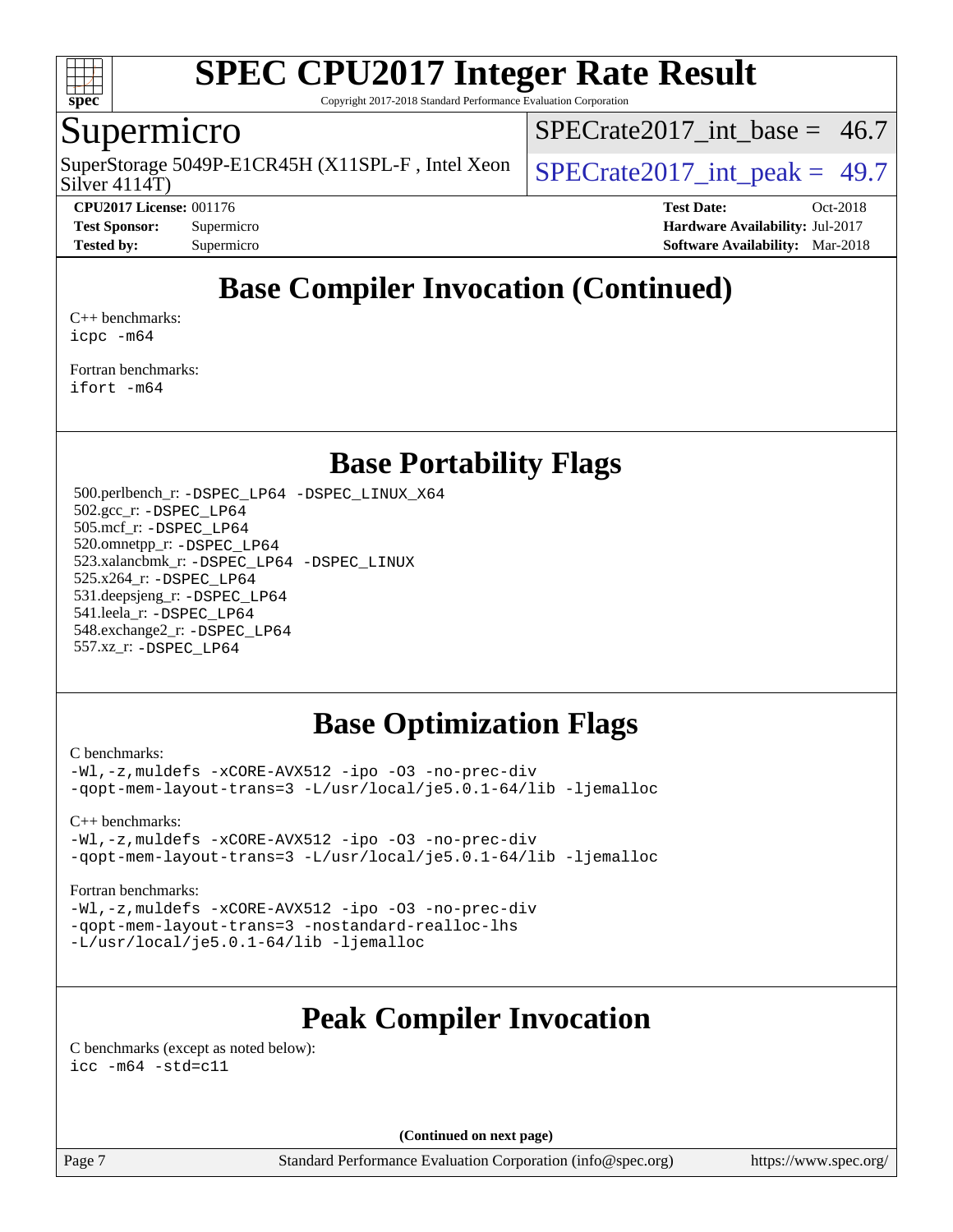# SPEC CPU2017 Integer Rate Result

Copyright 2017-2018 Standard Performance Evaluation Corporation

## Supermicro

SuperStorage 5049P-E1CR45H (X11SPL-F , Intel Xeon Silver 4114T)

SPECrate2017_int_base = 46.7

SPECrate2017_int_peak = 49.7

**CPU2017 License:** 001176
**Test Sponsor:** Supermicro
**Tested by:** Supermicro

**Test Date:** Oct-2018
**Hardware Availability:** Jul-2017
**Software Availability:** Mar-2018

## Base Compiler Invocation (Continued)

C++ benchmarks:
icpc -m64

Fortran benchmarks:
ifort -m64

## Base Portability Flags

500.perlbench_r: -DSPEC_LP64 -DSPEC_LINUX_X64
502.gcc_r: -DSPEC_LP64
505.mcf_r: -DSPEC_LP64
520.omnetpp_r: -DSPEC_LP64
523.xalancbmk_r: -DSPEC_LP64 -DSPEC_LINUX
525.x264_r: -DSPEC_LP64
531.deepsjeng_r: -DSPEC_LP64
541.leela_r: -DSPEC_LP64
548.exchange2_r: -DSPEC_LP64
557.xz_r: -DSPEC_LP64

## Base Optimization Flags

C benchmarks:
-Wl,-z,muldefs -xCORE-AVX512 -ipo -O3 -no-prec-div
-qopt-mem-layout-trans=3 -L/usr/local/je5.0.1-64/lib -ljemalloc

C++ benchmarks:
-Wl,-z,muldefs -xCORE-AVX512 -ipo -O3 -no-prec-div
-qopt-mem-layout-trans=3 -L/usr/local/je5.0.1-64/lib -ljemalloc

Fortran benchmarks:
-Wl,-z,muldefs -xCORE-AVX512 -ipo -O3 -no-prec-div
-qopt-mem-layout-trans=3 -nostandard-realloc-lhs
-L/usr/local/je5.0.1-64/lib -ljemalloc

## Peak Compiler Invocation

C benchmarks (except as noted below):
icc -m64 -std=c11

**(Continued on next page)**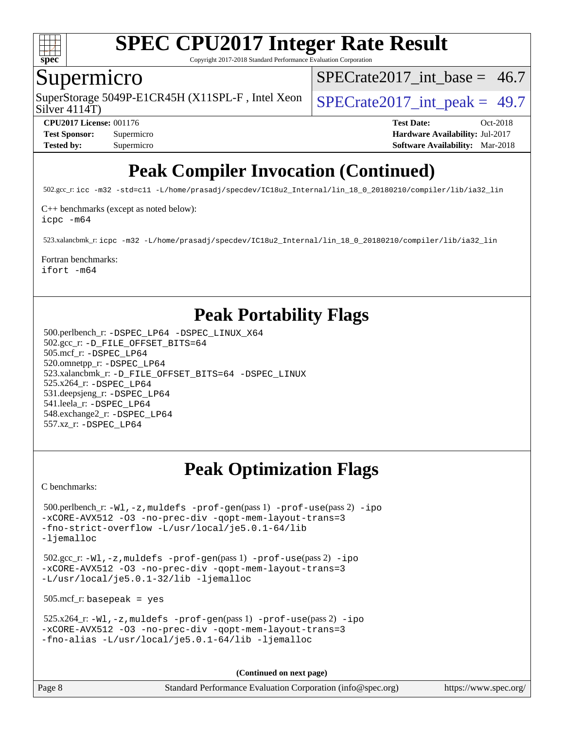# Peak Compiler Invocation (Continued)

502.gcc_r: `icc -m32 -std=c11 -L/home/prasadj/specdev/IC18u2_Internal/lin_18_0_20180210/compiler/lib/ia32_lin`

C++ benchmarks (except as noted below):
`icpc -m64`

523.xalancbmk_r: `icpc -m32 -L/home/prasadj/specdev/IC18u2_Internal/lin_18_0_20180210/compiler/lib/ia32_lin`

Fortran benchmarks:
`ifort -m64`

# Peak Portability Flags

500.perlbench_r: `-DSPEC_LP64 -DSPEC_LINUX_X64`
502.gcc_r: `-D_FILE_OFFSET_BITS=64`
505.mcf_r: `-DSPEC_LP64`
520.omnetpp_r: `-DSPEC_LP64`
523.xalancbmk_r: `-D_FILE_OFFSET_BITS=64 -DSPEC_LINUX`
525.x264_r: `-DSPEC_LP64`
531.deepsjeng_r: `-DSPEC_LP64`
541.leela_r: `-DSPEC_LP64`
548.exchange2_r: `-DSPEC_LP64`
557.xz_r: `-DSPEC_LP64`

# Peak Optimization Flags

C benchmarks:

500.perlbench_r: `-Wl,-z,muldefs -prof-gen`(pass 1) `-prof-use`(pass 2) `-ipo -xCORE-AVX512 -O3 -no-prec-div -qopt-mem-layout-trans=3 -fno-strict-overflow -L/usr/local/je5.0.1-64/lib -ljemalloc`

502.gcc_r: `-Wl,-z,muldefs -prof-gen`(pass 1) `-prof-use`(pass 2) `-ipo -xCORE-AVX512 -O3 -no-prec-div -qopt-mem-layout-trans=3 -L/usr/local/je5.0.1-32/lib -ljemalloc`

505.mcf_r: `basepeak = yes`

525.x264_r: `-Wl,-z,muldefs -prof-gen`(pass 1) `-prof-use`(pass 2) `-ipo -xCORE-AVX512 -O3 -no-prec-div -qopt-mem-layout-trans=3 -fno-alias -L/usr/local/je5.0.1-64/lib -ljemalloc`

**(Continued on next page)**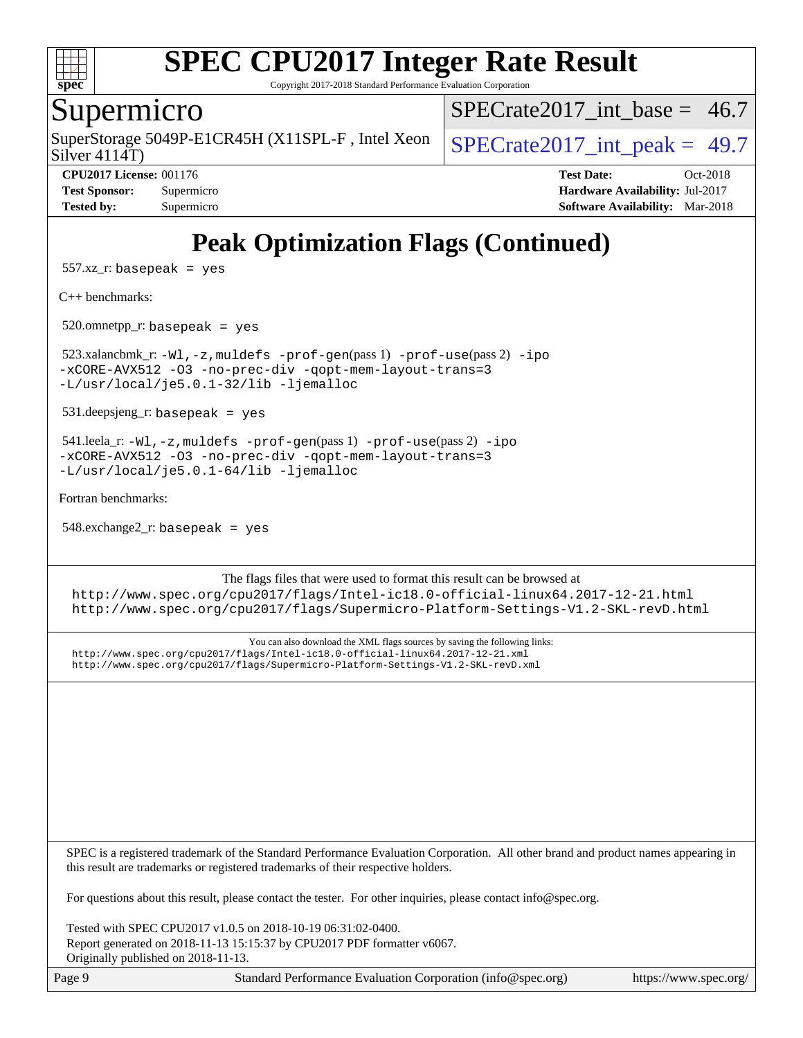# Peak Optimization Flags (Continued)

557.xz_r: `basepeak = yes`

C++ benchmarks:

520.omnetpp_r: `basepeak = yes`

523.xalancbmk_r: `-Wl,-z,muldefs -prof-gen`(pass 1) `-prof-use`(pass 2) `-ipo -xCORE-AVX512 -O3 -no-prec-div -qopt-mem-layout-trans=3 -L/usr/local/je5.0.1-32/lib -ljemalloc`

531.deepsjeng_r: `basepeak = yes`

541.leela_r: `-Wl,-z,muldefs -prof-gen`(pass 1) `-prof-use`(pass 2) `-ipo -xCORE-AVX512 -O3 -no-prec-div -qopt-mem-layout-trans=3 -L/usr/local/je5.0.1-64/lib -ljemalloc`

Fortran benchmarks:

548.exchange2_r: `basepeak = yes`

The flags files that were used to format this result can be browsed at
http://www.spec.org/cpu2017/flags/Intel-ic18.0-official-linux64.2017-12-21.html
http://www.spec.org/cpu2017/flags/Supermicro-Platform-Settings-V1.2-SKL-revD.html

You can also download the XML flags sources by saving the following links:
http://www.spec.org/cpu2017/flags/Intel-ic18.0-official-linux64.2017-12-21.xml
http://www.spec.org/cpu2017/flags/Supermicro-Platform-Settings-V1.2-SKL-revD.xml

SPEC is a registered trademark of the Standard Performance Evaluation Corporation. All other brand and product names appearing in this result are trademarks or registered trademarks of their respective holders.

For questions about this result, please contact the tester. For other inquiries, please contact info@spec.org.

Tested with SPEC CPU2017 v1.0.5 on 2018-10-19 06:31:02-0400.
Report generated on 2018-11-13 15:15:37 by CPU2017 PDF formatter v6067.
Originally published on 2018-11-13.